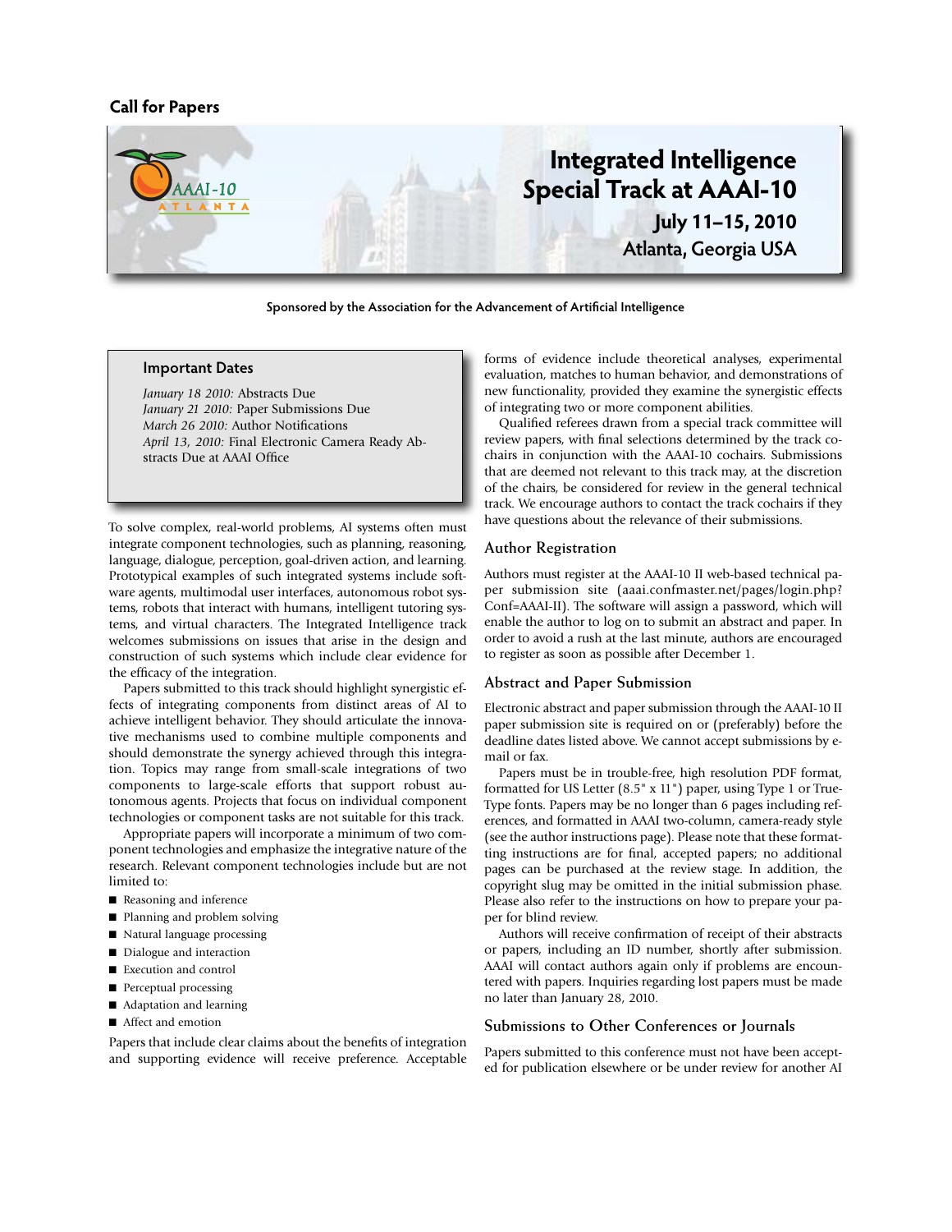**Call for Papers**

# Integrated Intelligence Special Track at AAAI-10

**July 11–15, 2010**
**Atlanta, Georgia USA**

**Sponsored by the Association for the Advancement of Artificial Intelligence**

### Important Dates

*January 18 2010:* Abstracts Due
*January 21 2010:* Paper Submissions Due
*March 26 2010:* Author Notifications
*April 13, 2010:* Final Electronic Camera Ready Abstracts Due at AAAI Office

To solve complex, real-world problems, AI systems often must integrate component technologies, such as planning, reasoning, language, dialogue, perception, goal-driven action, and learning. Prototypical examples of such integrated systems include software agents, multimodal user interfaces, autonomous robot systems, robots that interact with humans, intelligent tutoring systems, and virtual characters. The Integrated Intelligence track welcomes submissions on issues that arise in the design and construction of such systems which include clear evidence for the efficacy of the integration.

Papers submitted to this track should highlight synergistic effects of integrating components from distinct areas of AI to achieve intelligent behavior. They should articulate the innovative mechanisms used to combine multiple components and should demonstrate the synergy achieved through this integration. Topics may range from small-scale integrations of two components to large-scale efforts that support robust autonomous agents. Projects that focus on individual component technologies or component tasks are not suitable for this track.

Appropriate papers will incorporate a minimum of two component technologies and emphasize the integrative nature of the research. Relevant component technologies include but are not limited to:

- Reasoning and inference
- Planning and problem solving
- Natural language processing
- Dialogue and interaction
- Execution and control
- Perceptual processing
- Adaptation and learning
- Affect and emotion

Papers that include clear claims about the benefits of integration and supporting evidence will receive preference. Acceptable forms of evidence include theoretical analyses, experimental evaluation, matches to human behavior, and demonstrations of new functionality, provided they examine the synergistic effects of integrating two or more component abilities.

Qualified referees drawn from a special track committee will review papers, with final selections determined by the track cochairs in conjunction with the AAAI-10 cochairs. Submissions that are deemed not relevant to this track may, at the discretion of the chairs, be considered for review in the general technical track. We encourage authors to contact the track cochairs if they have questions about the relevance of their submissions.

### Author Registration

Authors must register at the AAAI-10 II web-based technical paper submission site (aaai.confmaster.net/pages/login.php?Conf=AAAI-II). The software will assign a password, which will enable the author to log on to submit an abstract and paper. In order to avoid a rush at the last minute, authors are encouraged to register as soon as possible after December 1.

### Abstract and Paper Submission

Electronic abstract and paper submission through the AAAI-10 II paper submission site is required on or (preferably) before the deadline dates listed above. We cannot accept submissions by e-mail or fax.

Papers must be in trouble-free, high resolution PDF format, formatted for US Letter (8.5" x 11") paper, using Type 1 or TrueType fonts. Papers may be no longer than 6 pages including references, and formatted in AAAI two-column, camera-ready style (see the author instructions page). Please note that these formatting instructions are for final, accepted papers; no additional pages can be purchased at the review stage. In addition, the copyright slug may be omitted in the initial submission phase. Please also refer to the instructions on how to prepare your paper for blind review.

Authors will receive confirmation of receipt of their abstracts or papers, including an ID number, shortly after submission. AAAI will contact authors again only if problems are encountered with papers. Inquiries regarding lost papers must be made no later than January 28, 2010.

### Submissions to Other Conferences or Journals

Papers submitted to this conference must not have been accepted for publication elsewhere or be under review for another AI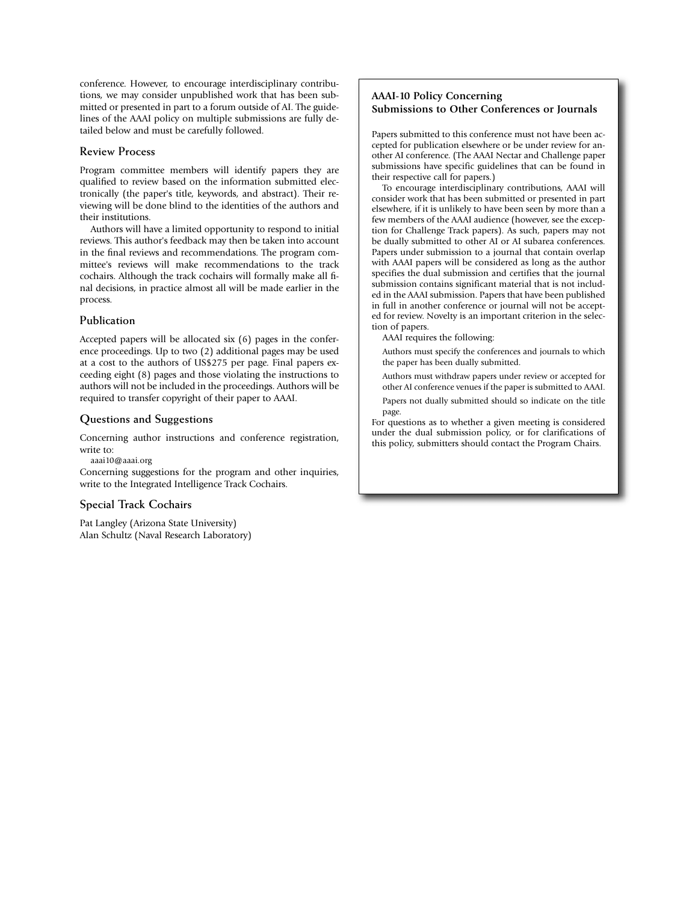conference. However, to encourage interdisciplinary contributions, we may consider unpublished work that has been submitted or presented in part to a forum outside of AI. The guidelines of the AAAI policy on multiple submissions are fully detailed below and must be carefully followed.

## Review Process

Program committee members will identify papers they are qualified to review based on the information submitted electronically (the paper's title, keywords, and abstract). Their reviewing will be done blind to the identities of the authors and their institutions.

Authors will have a limited opportunity to respond to initial reviews. This author's feedback may then be taken into account in the final reviews and recommendations. The program committee's reviews will make recommendations to the track cochairs. Although the track cochairs will formally make all final decisions, in practice almost all will be made earlier in the process.

## Publication

Accepted papers will be allocated six (6) pages in the conference proceedings. Up to two (2) additional pages may be used at a cost to the authors of US$275 per page. Final papers exceeding eight (8) pages and those violating the instructions to authors will not be included in the proceedings. Authors will be required to transfer copyright of their paper to AAAI.

## Questions and Suggestions

Concerning author instructions and conference registration, write to:

aaai10@aaai.org

Concerning suggestions for the program and other inquiries, write to the Integrated Intelligence Track Cochairs.

## Special Track Cochairs

Pat Langley (Arizona State University)
Alan Schultz (Naval Research Laboratory)

### AAAI-10 Policy Concerning Submissions to Other Conferences or Journals

Papers submitted to this conference must not have been accepted for publication elsewhere or be under review for another AI conference. (The AAAI Nectar and Challenge paper submissions have specific guidelines that can be found in their respective call for papers.)

To encourage interdisciplinary contributions, AAAI will consider work that has been submitted or presented in part elsewhere, if it is unlikely to have been seen by more than a few members of the AAAI audience (however, see the exception for Challenge Track papers). As such, papers may not be dually submitted to other AI or AI subarea conferences. Papers under submission to a journal that contain overlap with AAAI papers will be considered as long as the author specifies the dual submission and certifies that the journal submission contains significant material that is not included in the AAAI submission. Papers that have been published in full in another conference or journal will not be accepted for review. Novelty is an important criterion in the selection of papers.

AAAI requires the following:

Authors must specify the conferences and journals to which the paper has been dually submitted.

Authors must withdraw papers under review or accepted for other AI conference venues if the paper is submitted to AAAI.

Papers not dually submitted should so indicate on the title page.

For questions as to whether a given meeting is considered under the dual submission policy, or for clarifications of this policy, submitters should contact the Program Chairs.